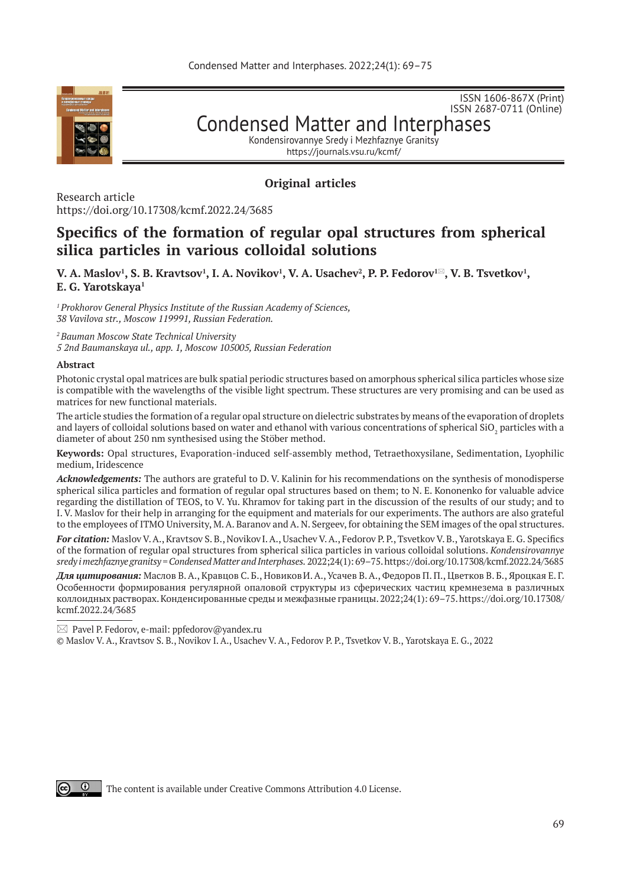ISSN 1606-867X (Print)
ISSN 2687-0711 (Online)

Condensed Matter and Interphases

Kondensirovannye Sredy i Mezhfaznye Granitsy

https://journals.vsu.ru/kcmf/

**Original articles**

Research article

https://doi.org/10.17308/kcmf.2022.24/3685

# Specifics of the formation of regular opal structures from spherical silica particles in various colloidal solutions

**V. A. Maslov[1], S. B. Kravtsov[1], I. A. Novikov[1], V. A. Usachev[2], P. P. Fedorov[1]✉, V. B. Tsvetkov[1], E. G. Yarotskaya[1]**

*[1] Prokhorov General Physics Institute of the Russian Academy of Sciences, 38 Vavilova str., Moscow 119991, Russian Federation.*

*[2] Bauman Moscow State Technical University 5 2nd Baumanskaya ul., app. 1, Moscow 105005, Russian Federation*

**Abstract**

Photonic crystal opal matrices are bulk spatial periodic structures based on amorphous spherical silica particles whose size is compatible with the wavelengths of the visible light spectrum. These structures are very promising and can be used as matrices for new functional materials.

The article studies the formation of a regular opal structure on dielectric substrates by means of the evaporation of droplets and layers of colloidal solutions based on water and ethanol with various concentrations of spherical $SiO_2$ particles with a diameter of about 250 nm synthesised using the Stöber method.

**Keywords:** Opal structures, Evaporation-induced self-assembly method, Tetraethoxysilane, Sedimentation, Lyophilic medium, Iridescence

***Acknowledgements:*** The authors are grateful to D. V. Kalinin for his recommendations on the synthesis of monodisperse spherical silica particles and formation of regular opal structures based on them; to N. E. Kononenko for valuable advice regarding the distillation of TEOS, to V. Yu. Khramov for taking part in the discussion of the results of our study; and to I. V. Maslov for their help in arranging for the equipment and materials for our experiments. The authors are also grateful to the employees of ITMO University, M. A. Baranov and A. N. Sergeev, for obtaining the SEM images of the opal structures.

***For citation:*** Maslov V. A., Kravtsov S. B., Novikov I. A., Usachev V. A., Fedorov P. P., Tsvetkov V. B., Yarotskaya E. G. Specifics of the formation of regular opal structures from spherical silica particles in various colloidal solutions. *Kondensirovannye sredy i mezhfaznye granitsy = Condensed Matter and Interphases.* 2022;24(1): 69–75. https://doi.org/10.17308/kcmf.2022.24/3685

***Для цитирования:*** Маслов В. А., Кравцов С. Б., Новиков И. А., Усачев В. А., Федоров П. П., Цветков В. Б., Яроцкая Е. Г. Особенности формирования регулярной опаловой структуры из сферических частиц кремнезема в различных коллоидных растворах. Конденсированные среды и межфазные границы. 2022;24(1): 69–75. https://doi.org/10.17308/kcmf.2022.24/3685

✉ Pavel P. Fedorov, e-mail: ppfedorov@yandex.ru

© Maslov V. A., Kravtsov S. B., Novikov I. A., Usachev V. A., Fedorov P. P., Tsvetkov V. B., Yarotskaya E. G., 2022

The content is available under Creative Commons Attribution 4.0 License.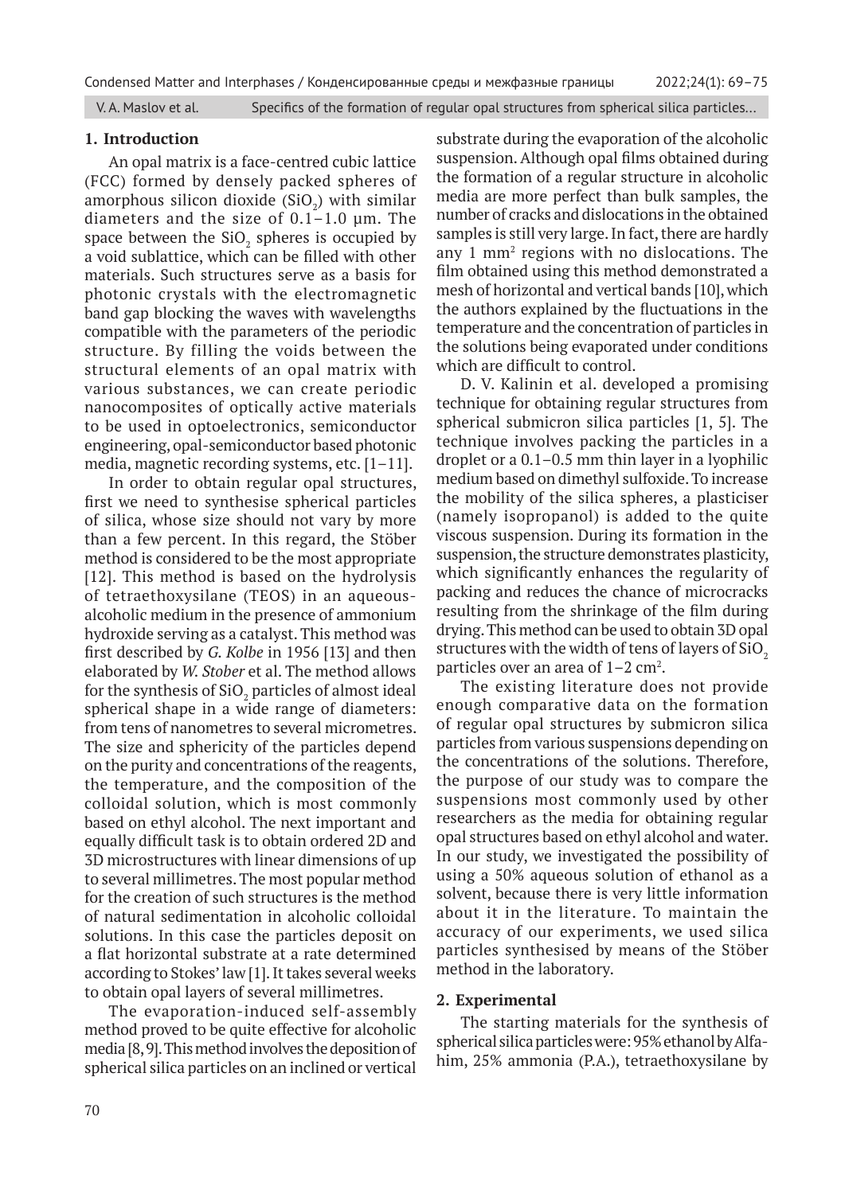## 1. Introduction

An opal matrix is a face-centred cubic lattice (FCC) formed by densely packed spheres of amorphous silicon dioxide ($SiO_2$) with similar diameters and the size of 0.1–1.0 μm. The space between the $SiO_2$ spheres is occupied by a void sublattice, which can be filled with other materials. Such structures serve as a basis for photonic crystals with the electromagnetic band gap blocking the waves with wavelengths compatible with the parameters of the periodic structure. By filling the voids between the structural elements of an opal matrix with various substances, we can create periodic nanocomposites of optically active materials to be used in optoelectronics, semiconductor engineering, opal-semiconductor based photonic media, magnetic recording systems, etc. [1–11].

In order to obtain regular opal structures, first we need to synthesise spherical particles of silica, whose size should not vary by more than a few percent. In this regard, the Stöber method is considered to be the most appropriate [12]. This method is based on the hydrolysis of tetraethoxysilane (TEOS) in an aqueous-alcoholic medium in the presence of ammonium hydroxide serving as a catalyst. This method was first described by *G. Kolbe* in 1956 [13] and then elaborated by *W. Stober* et al. The method allows for the synthesis of $SiO_2$ particles of almost ideal spherical shape in a wide range of diameters: from tens of nanometres to several micrometres. The size and sphericity of the particles depend on the purity and concentrations of the reagents, the temperature, and the composition of the colloidal solution, which is most commonly based on ethyl alcohol. The next important and equally difficult task is to obtain ordered 2D and 3D microstructures with linear dimensions of up to several millimetres. The most popular method for the creation of such structures is the method of natural sedimentation in alcoholic colloidal solutions. In this case the particles deposit on a flat horizontal substrate at a rate determined according to Stokes' law [1]. It takes several weeks to obtain opal layers of several millimetres.

The evaporation-induced self-assembly method proved to be quite effective for alcoholic media [8, 9]. This method involves the deposition of spherical silica particles on an inclined or vertical substrate during the evaporation of the alcoholic suspension. Although opal films obtained during the formation of a regular structure in alcoholic media are more perfect than bulk samples, the number of cracks and dislocations in the obtained samples is still very large. In fact, there are hardly any 1 $mm^2$ regions with no dislocations. The film obtained using this method demonstrated a mesh of horizontal and vertical bands [10], which the authors explained by the fluctuations in the temperature and the concentration of particles in the solutions being evaporated under conditions which are difficult to control.

D. V. Kalinin et al. developed a promising technique for obtaining regular structures from spherical submicron silica particles [1, 5]. The technique involves packing the particles in a droplet or a 0.1–0.5 mm thin layer in a lyophilic medium based on dimethyl sulfoxide. To increase the mobility of the silica spheres, a plasticiser (namely isopropanol) is added to the quite viscous suspension. During its formation in the suspension, the structure demonstrates plasticity, which significantly enhances the regularity of packing and reduces the chance of microcracks resulting from the shrinkage of the film during drying. This method can be used to obtain 3D opal structures with the width of tens of layers of $SiO_2$ particles over an area of 1–2 $cm^2$.

The existing literature does not provide enough comparative data on the formation of regular opal structures by submicron silica particles from various suspensions depending on the concentrations of the solutions. Therefore, the purpose of our study was to compare the suspensions most commonly used by other researchers as the media for obtaining regular opal structures based on ethyl alcohol and water. In our study, we investigated the possibility of using a 50% aqueous solution of ethanol as a solvent, because there is very little information about it in the literature. To maintain the accuracy of our experiments, we used silica particles synthesised by means of the Stöber method in the laboratory.

## 2. Experimental

The starting materials for the synthesis of spherical silica particles were: 95% ethanol by Alfahim, 25% ammonia (P.A.), tetraethoxysilane by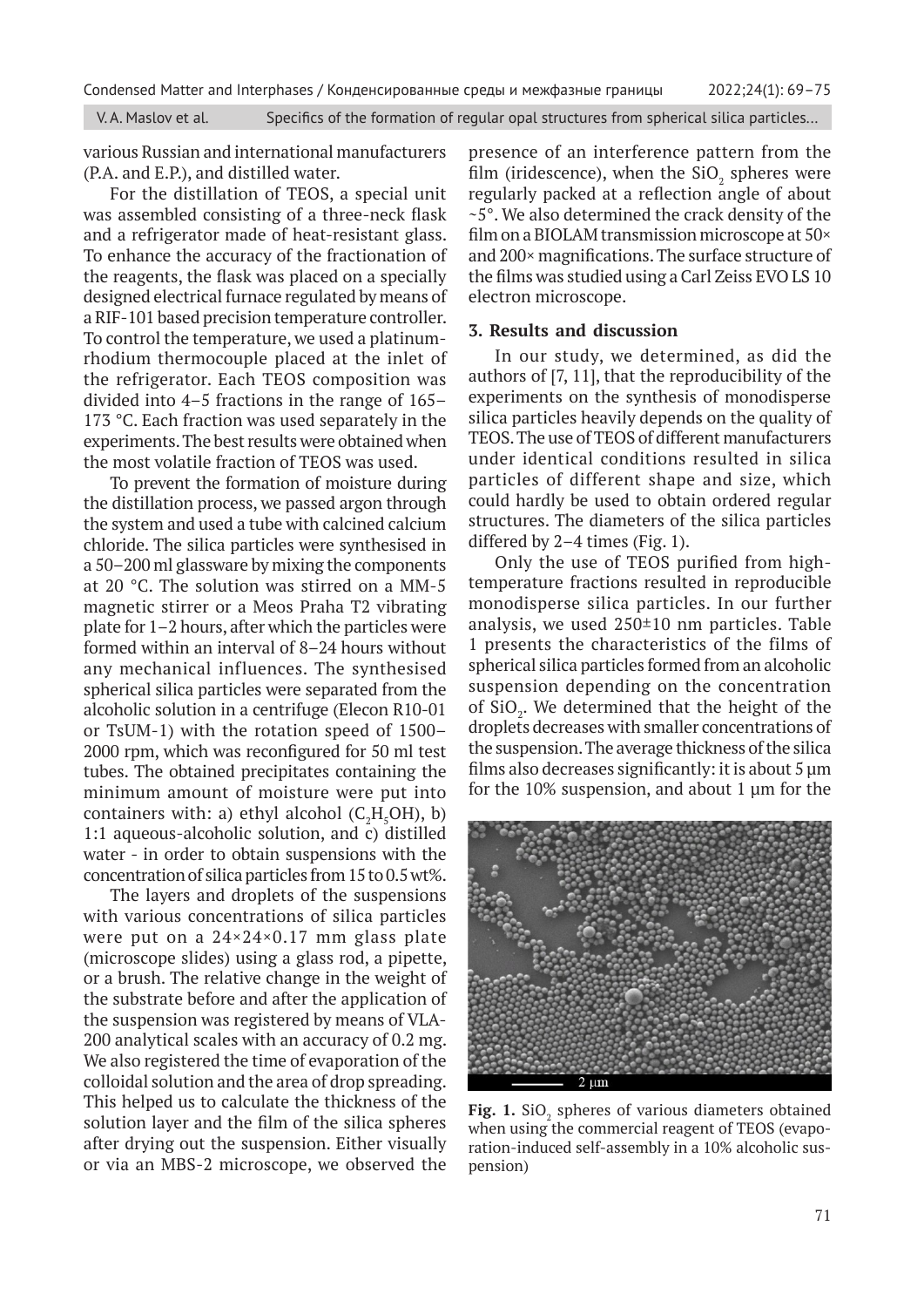various Russian and international manufacturers (P.A. and E.P.), and distilled water.

For the distillation of TEOS, a special unit was assembled consisting of a three-neck flask and a refrigerator made of heat-resistant glass. To enhance the accuracy of the fractionation of the reagents, the flask was placed on a specially designed electrical furnace regulated by means of a RIF-101 based precision temperature controller. To control the temperature, we used a platinum-rhodium thermocouple placed at the inlet of the refrigerator. Each TEOS composition was divided into 4–5 fractions in the range of 165–173 °C. Each fraction was used separately in the experiments. The best results were obtained when the most volatile fraction of TEOS was used.

To prevent the formation of moisture during the distillation process, we passed argon through the system and used a tube with calcined calcium chloride. The silica particles were synthesised in a 50–200 ml glassware by mixing the components at 20 °C. The solution was stirred on a MM-5 magnetic stirrer or a Meos Praha T2 vibrating plate for 1–2 hours, after which the particles were formed within an interval of 8–24 hours without any mechanical influences. The synthesised spherical silica particles were separated from the alcoholic solution in a centrifuge (Elecon R10-01 or TsUM-1) with the rotation speed of 1500–2000 rpm, which was reconfigured for 50 ml test tubes. The obtained precipitates containing the minimum amount of moisture were put into containers with: a) ethyl alcohol ($C_2H_5OH$), b) 1:1 aqueous-alcoholic solution, and c) distilled water - in order to obtain suspensions with the concentration of silica particles from 15 to 0.5 wt%.

The layers and droplets of the suspensions with various concentrations of silica particles were put on a 24×24×0.17 mm glass plate (microscope slides) using a glass rod, a pipette, or a brush. The relative change in the weight of the substrate before and after the application of the suspension was registered by means of VLA-200 analytical scales with an accuracy of 0.2 mg. We also registered the time of evaporation of the colloidal solution and the area of drop spreading. This helped us to calculate the thickness of the solution layer and the film of the silica spheres after drying out the suspension. Either visually or via an MBS-2 microscope, we observed the presence of an interference pattern from the film (iridescence), when the $SiO_2$ spheres were regularly packed at a reflection angle of about ~5°. We also determined the crack density of the film on a BIOLAM transmission microscope at 50× and 200× magnifications. The surface structure of the films was studied using a Carl Zeiss EVO LS 10 electron microscope.

## 3. Results and discussion

In our study, we determined, as did the authors of [7, 11], that the reproducibility of the experiments on the synthesis of monodisperse silica particles heavily depends on the quality of TEOS. The use of TEOS of different manufacturers under identical conditions resulted in silica particles of different shape and size, which could hardly be used to obtain ordered regular structures. The diameters of the silica particles differed by 2–4 times (Fig. 1).

Only the use of TEOS purified from high-temperature fractions resulted in reproducible monodisperse silica particles. In our further analysis, we used 250±10 nm particles. Table 1 presents the characteristics of the films of spherical silica particles formed from an alcoholic suspension depending on the concentration of $SiO_2$. We determined that the height of the droplets decreases with smaller concentrations of the suspension. The average thickness of the silica films also decreases significantly: it is about 5 μm for the 10% suspension, and about 1 μm for the

**Fig. 1.** $SiO_2$ spheres of various diameters obtained when using the commercial reagent of TEOS (evaporation-induced self-assembly in a 10% alcoholic suspension)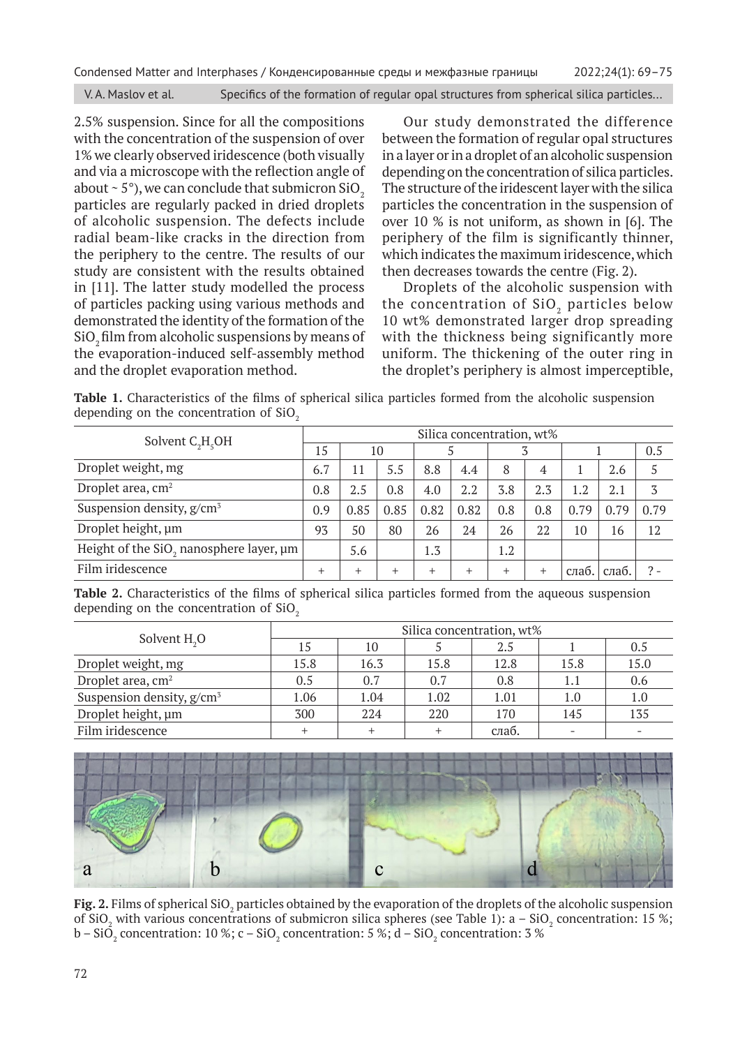2.5% suspension. Since for all the compositions with the concentration of the suspension of over 1% we clearly observed iridescence (both visually and via a microscope with the reflection angle of about ~ 5°), we can conclude that submicron $SiO_2$ particles are regularly packed in dried droplets of alcoholic suspension. The defects include radial beam-like cracks in the direction from the periphery to the centre. The results of our study are consistent with the results obtained in [11]. The latter study modelled the process of particles packing using various methods and demonstrated the identity of the formation of the $SiO_2$ film from alcoholic suspensions by means of the evaporation-induced self-assembly method and the droplet evaporation method.

Our study demonstrated the difference between the formation of regular opal structures in a layer or in a droplet of an alcoholic suspension depending on the concentration of silica particles. The structure of the iridescent layer with the silica particles the concentration in the suspension of over 10 % is not uniform, as shown in [6]. The periphery of the film is significantly thinner, which indicates the maximum iridescence, which then decreases towards the centre (Fig. 2).

Droplets of the alcoholic suspension with the concentration of $SiO_2$ particles below 10 wt% demonstrated larger drop spreading with the thickness being significantly more uniform. The thickening of the outer ring in the droplet's periphery is almost imperceptible,

**Table 1.** Characteristics of the films of spherical silica particles formed from the alcoholic suspension depending on the concentration of $SiO_2$

| Solvent $C_2H_5OH$ | Silica concentration, wt% | | | | | | | | | |
|---|---|---|---|---|---|---|---|---|---|---|
| | 15 | 10 | | 5 | | 3 | | 1 | | 0.5 |
| Droplet weight, mg | 6.7 | 11 | 5.5 | 8.8 | 4.4 | 8 | 4 | 1 | 2.6 | 5 |
| Droplet area, cm$^2$ | 0.8 | 2.5 | 0.8 | 4.0 | 2.2 | 3.8 | 2.3 | 1.2 | 2.1 | 3 |
| Suspension density, g/cm$^3$ | 0.9 | 0.85 | 0.85 | 0.82 | 0.82 | 0.8 | 0.8 | 0.79 | 0.79 | 0.79 |
| Droplet height, μm | 93 | 50 | 80 | 26 | 24 | 26 | 22 | 10 | 16 | 12 |
| Height of the $SiO_2$ nanosphere layer, μm | | 5.6 | | 1.3 | | 1.2 | | | | |
| Film iridescence | + | + | + | + | + | + | + | слаб. | слаб. | ? - |

**Table 2.** Characteristics of the films of spherical silica particles formed from the aqueous suspension depending on the concentration of $SiO_2$

| Solvent $H_2O$ | Silica concentration, wt% | | | | | |
|---|---|---|---|---|---|---|
| | 15 | 10 | 5 | 2.5 | 1 | 0.5 |
| Droplet weight, mg | 15.8 | 16.3 | 15.8 | 12.8 | 15.8 | 15.0 |
| Droplet area, cm$^2$ | 0.5 | 0.7 | 0.7 | 0.8 | 1.1 | 0.6 |
| Suspension density, g/cm$^3$ | 1.06 | 1.04 | 1.02 | 1.01 | 1.0 | 1.0 |
| Droplet height, μm | 300 | 224 | 220 | 170 | 145 | 135 |
| Film iridescence | + | + | + | слаб. | - | - |

**Fig. 2.** Films of spherical $SiO_2$ particles obtained by the evaporation of the droplets of the alcoholic suspension of $SiO_2$ with various concentrations of submicron silica spheres (see Table 1): a – $SiO_2$ concentration: 15 %; b – $SiO_2$ concentration: 10 %; c – $SiO_2$ concentration: 5 %; d – $SiO_2$ concentration: 3 %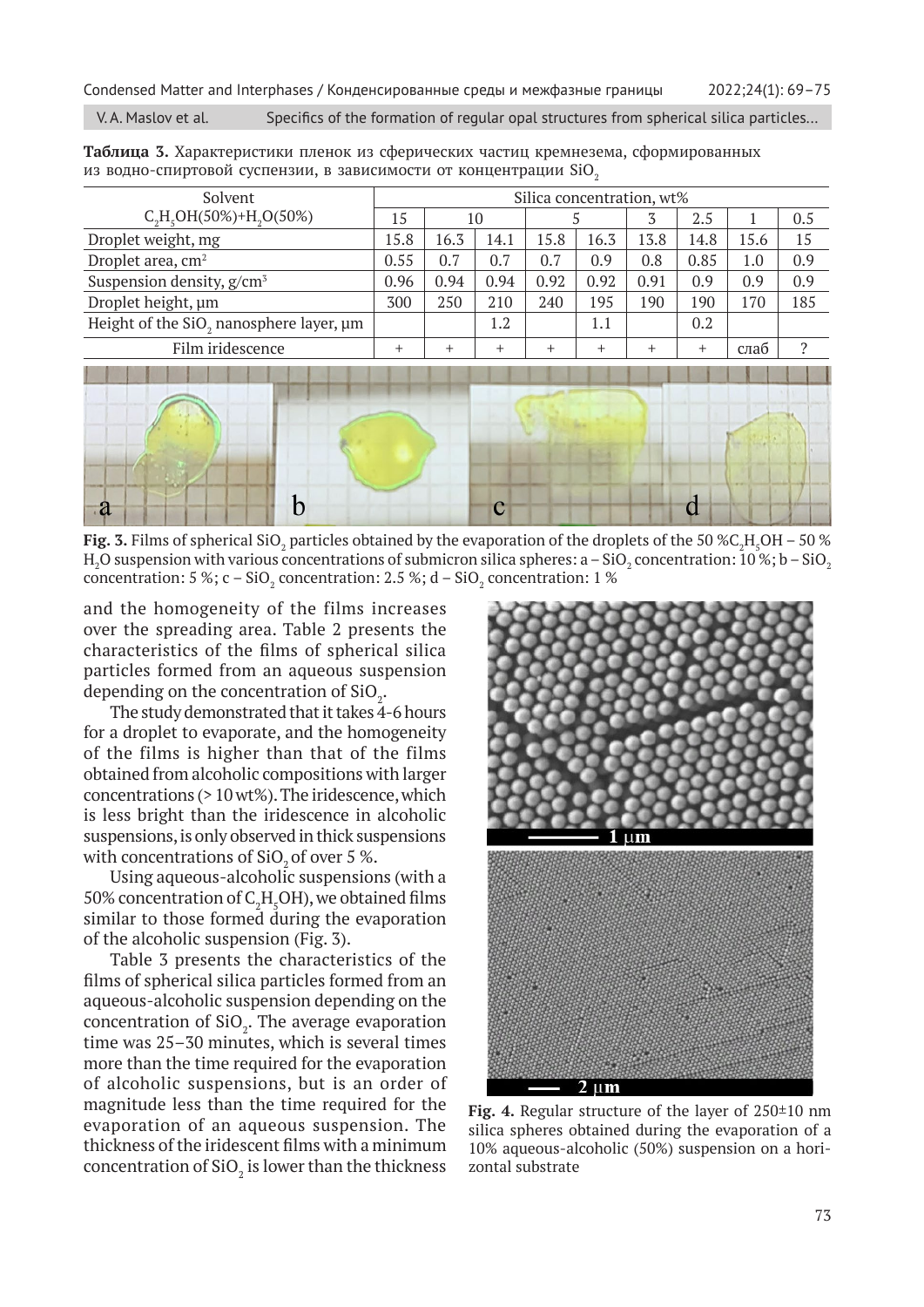**Таблица 3.** Характеристики пленок из сферических частиц кремнезема, сформированных из водно-спиртовой суспензии, в зависимости от концентрации $SiO_2$

| Solvent $C_2H_5OH(50\%)+H_2O(50\%)$ | Silica concentration, wt% | | | | | | | | |
|---|---|---|---|---|---|---|---|---|---|
| | 15 | 10 | | 5 | | 3 | 2.5 | 1 | 0.5 |
| Droplet weight, mg | 15.8 | 16.3 | 14.1 | 15.8 | 16.3 | 13.8 | 14.8 | 15.6 | 15 |
| Droplet area, cm$^2$ | 0.55 | 0.7 | 0.7 | 0.7 | 0.9 | 0.8 | 0.85 | 1.0 | 0.9 |
| Suspension density, g/cm$^3$ | 0.96 | 0.94 | 0.94 | 0.92 | 0.92 | 0.91 | 0.9 | 0.9 | 0.9 |
| Droplet height, μm | 300 | 250 | 210 | 240 | 195 | 190 | 190 | 170 | 185 |
| Height of the $SiO_2$ nanosphere layer, μm | | | 1.2 | | 1.1 | | 0.2 | | |
| Film iridescence | + | + | + | + | + | + | + | слаб | ? |

**Fig. 3.** Films of spherical $SiO_2$ particles obtained by the evaporation of the droplets of the 50 %$C_2H_5OH$ – 50 % $H_2O$ suspension with various concentrations of submicron silica spheres: a – $SiO_2$ concentration: 10 %; b – $SiO_2$ concentration: 5 %; c – $SiO_2$ concentration: 2.5 %; d – $SiO_2$ concentration: 1 %

and the homogeneity of the films increases over the spreading area. Table 2 presents the characteristics of the films of spherical silica particles formed from an aqueous suspension depending on the concentration of $SiO_2$.

The study demonstrated that it takes 4-6 hours for a droplet to evaporate, and the homogeneity of the films is higher than that of the films obtained from alcoholic compositions with larger concentrations (> 10 wt%). The iridescence, which is less bright than the iridescence in alcoholic suspensions, is only observed in thick suspensions with concentrations of $SiO_2$ of over 5 %.

Using aqueous-alcoholic suspensions (with a 50% concentration of $C_2H_5OH$), we obtained films similar to those formed during the evaporation of the alcoholic suspension (Fig. 3).

Table 3 presents the characteristics of the films of spherical silica particles formed from an aqueous-alcoholic suspension depending on the concentration of $SiO_2$. The average evaporation time was 25–30 minutes, which is several times more than the time required for the evaporation of alcoholic suspensions, but is an order of magnitude less than the time required for the evaporation of an aqueous suspension. The thickness of the iridescent films with a minimum concentration of $SiO_2$ is lower than the thickness

**Fig. 4.** Regular structure of the layer of 250±10 nm silica spheres obtained during the evaporation of a 10% aqueous-alcoholic (50%) suspension on a horizontal substrate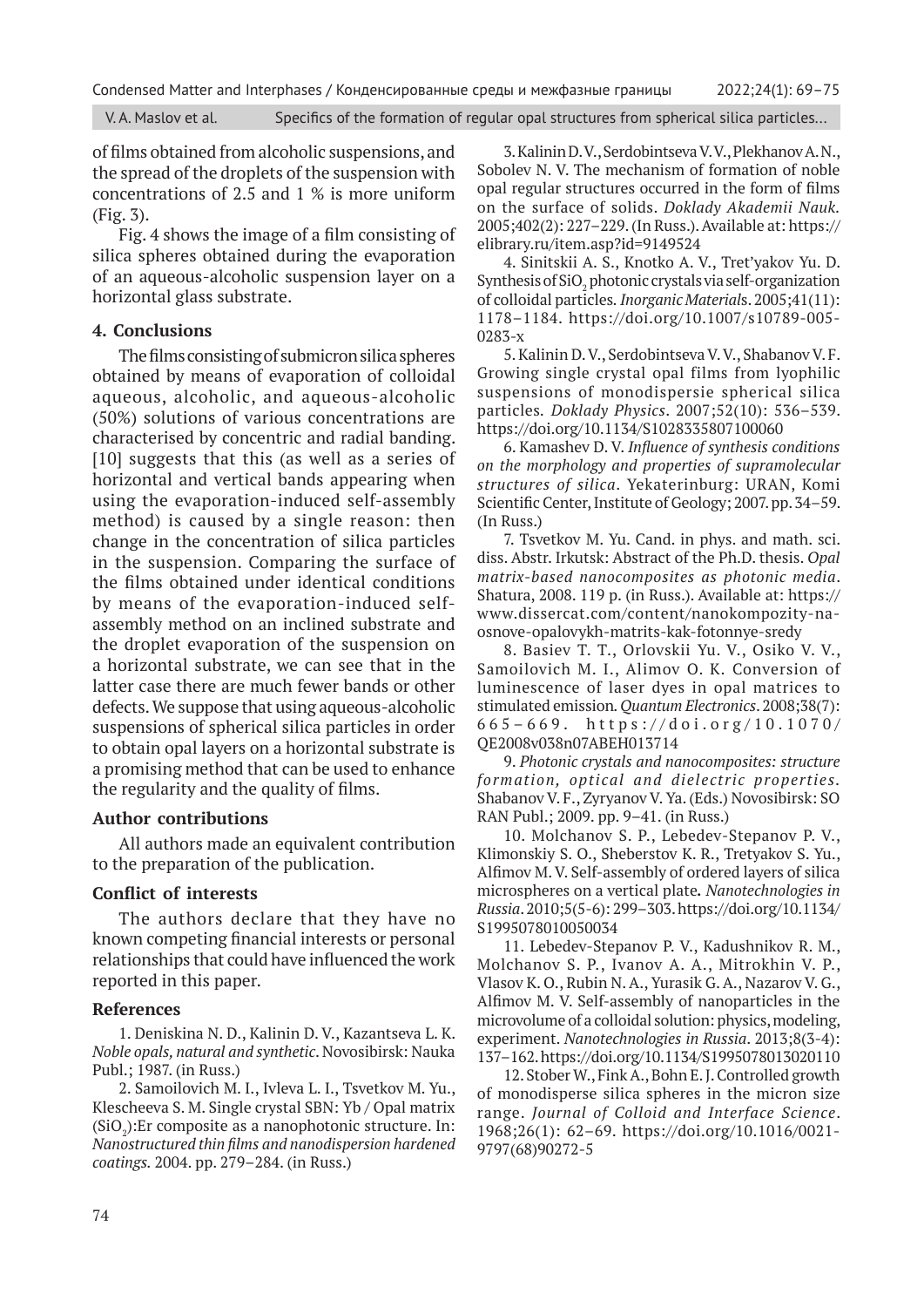of films obtained from alcoholic suspensions, and the spread of the droplets of the suspension with concentrations of 2.5 and 1 % is more uniform (Fig. 3).

Fig. 4 shows the image of a film consisting of silica spheres obtained during the evaporation of an aqueous-alcoholic suspension layer on a horizontal glass substrate.

## 4. Conclusions

The films consisting of submicron silica spheres obtained by means of evaporation of colloidal aqueous, alcoholic, and aqueous-alcoholic (50%) solutions of various concentrations are characterised by concentric and radial banding. [10] suggests that this (as well as a series of horizontal and vertical bands appearing when using the evaporation-induced self-assembly method) is caused by a single reason: then change in the concentration of silica particles in the suspension. Comparing the surface of the films obtained under identical conditions by means of the evaporation-induced self-assembly method on an inclined substrate and the droplet evaporation of the suspension on a horizontal substrate, we can see that in the latter case there are much fewer bands or other defects. We suppose that using aqueous-alcoholic suspensions of spherical silica particles in order to obtain opal layers on a horizontal substrate is a promising method that can be used to enhance the regularity and the quality of films.

## Author contributions

All authors made an equivalent contribution to the preparation of the publication.

## Conflict of interests

The authors declare that they have no known competing financial interests or personal relationships that could have influenced the work reported in this paper.

## References

1. Deniskina N. D., Kalinin D. V., Kazantseva L. K. *Noble opals, natural and synthetic*. Novosibirsk: Nauka Publ.; 1987. (in Russ.)

2. Samoilovich M. I., Ivleva L. I., Tsvetkov M. Yu., Klescheeva S. M. Single crystal SBN: Yb / Opal matrix ($SiO_2$):Er composite as a nanophotonic structure. In: *Nanostructured thin films and nanodispersion hardened coatings.* 2004. pp. 279–284. (in Russ.)

3. Kalinin D. V., Serdobintseva V. V., Plekhanov A. N., Sobolev N. V. The mechanism of formation of noble opal regular structures occurred in the form of films on the surface of solids. *Doklady Akademii Nauk*. 2005;402(2): 227–229. (In Russ.). Available at: https://elibrary.ru/item.asp?id=9149524

4. Sinitskii A. S., Knotko A. V., Tret'yakov Yu. D. Synthesis of $SiO_2$ photonic crystals via self-organization of colloidal particles. *Inorganic Materials*. 2005;41(11): 1178–1184. https://doi.org/10.1007/s10789-005-0283-x

5. Kalinin D. V., Serdobintseva V. V., Shabanov V. F. Growing single crystal opal films from lyophilic suspensions of monodispersie spherical silica particles. *Doklady Physics*. 2007;52(10): 536–539. https://doi.org/10.1134/S1028335807100060

6. Kamashev D. V. *Influence of synthesis conditions on the morphology and properties of supramolecular structures of silica*. Yekaterinburg: URAN, Komi Scientific Center, Institute of Geology; 2007. pp. 34–59. (In Russ.)

7. Tsvetkov M. Yu. Cand. in phys. and math. sci. diss. Abstr. Irkutsk: Abstract of the Ph.D. thesis. *Opal matrix-based nanocomposites as photonic media*. Shatura, 2008. 119 p. (in Russ.). Available at: https://www.dissercat.com/content/nanokompozity-na-osnove-opalovykh-matrits-kak-fotonnye-sredy

8. Basiev T. T., Orlovskii Yu. V., Osiko V. V., Samoilovich M. I., Alimov O. K. Conversion of luminescence of laser dyes in opal matrices to stimulated emission. *Quantum Electronics*. 2008;38(7): 665–669. https://doi.org/10.1070/QE2008v038n07ABEH013714

9. *Photonic crystals and nanocomposites: structure formation, optical and dielectric properties*. Shabanov V. F., Zyryanov V. Ya. (Eds.) Novosibirsk: SO RAN Publ.; 2009. pp. 9–41. (in Russ.)

10. Molchanov S. P., Lebedev-Stepanov P. V., Klimonskiy S. O., Sheberstov K. R., Tretyakov S. Yu., Alfimov M. V. Self-assembly of ordered layers of silica microspheres on a vertical plate. *Nanotechnologies in Russia*. 2010;5(5-6): 299–303. https://doi.org/10.1134/S1995078010050034

11. Lebedev-Stepanov P. V., Kadushnikov R. M., Molchanov S. P., Ivanov A. A., Mitrokhin V. P., Vlasov K. O., Rubin N. A., Yurasik G. A., Nazarov V. G., Alfimov M. V. Self-assembly of nanoparticles in the microvolume of a colloidal solution: physics, modeling, experiment. *Nanotechnologies in Russia*. 2013;8(3-4): 137–162. https://doi.org/10.1134/S1995078013020110

12. Stober W., Fink A., Bohn E. J. Controlled growth of monodisperse silica spheres in the micron size range. *Journal of Colloid and Interface Science*. 1968;26(1): 62–69. https://doi.org/10.1016/0021-9797(68)90272-5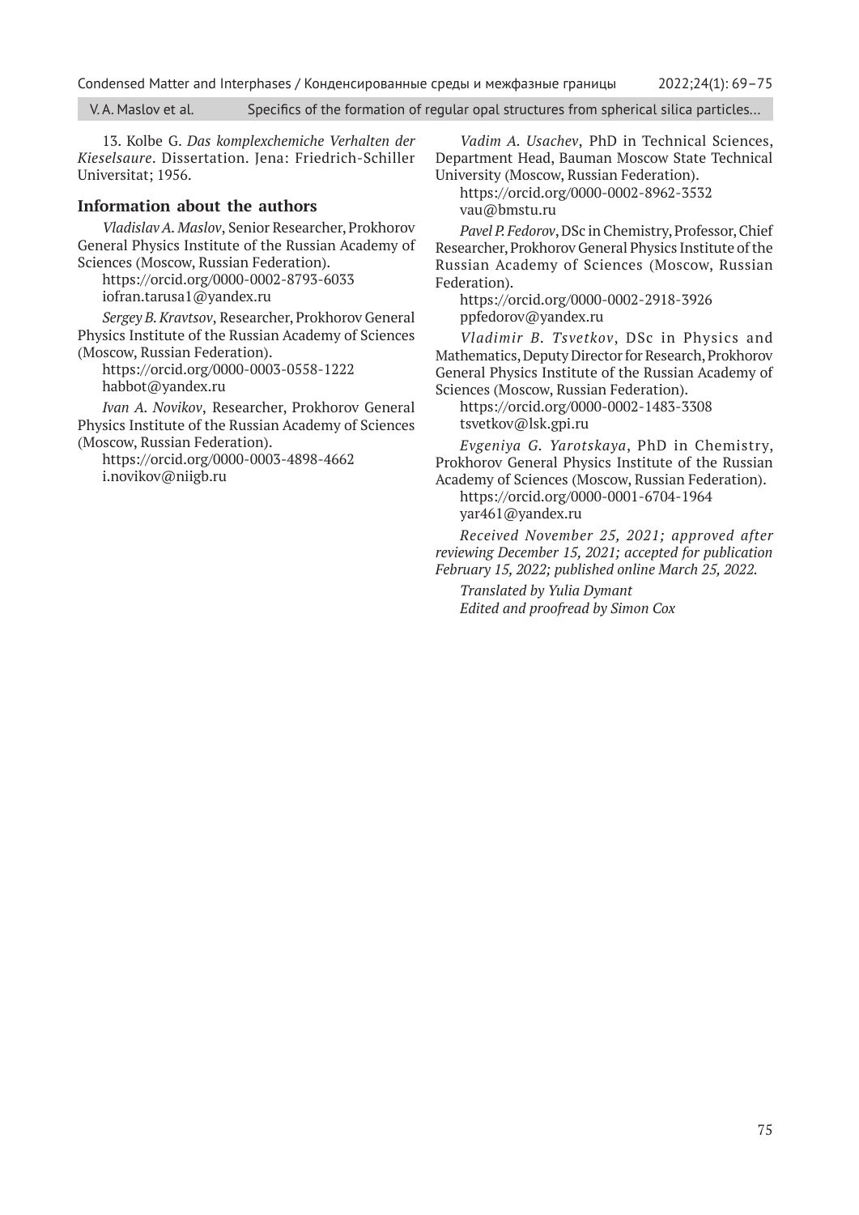13. Kolbe G. *Das komplexchemiche Verhalten der Kieselsaure*. Dissertation. Jena: Friedrich-Schiller Universitat; 1956.

## Information about the authors

*Vladislav A. Maslov*, Senior Researcher, Prokhorov General Physics Institute of the Russian Academy of Sciences (Moscow, Russian Federation).

https://orcid.org/0000-0002-8793-6033
iofran.tarusa1@yandex.ru

*Sergey B. Kravtsov*, Researcher, Prokhorov General Physics Institute of the Russian Academy of Sciences (Moscow, Russian Federation).

https://orcid.org/0000-0003-0558-1222
habbot@yandex.ru

*Ivan A. Novikov*, Researcher, Prokhorov General Physics Institute of the Russian Academy of Sciences (Moscow, Russian Federation).

https://orcid.org/0000-0003-4898-4662
i.novikov@niigb.ru

*Vadim A. Usachev*, PhD in Technical Sciences, Department Head, Bauman Moscow State Technical University (Moscow, Russian Federation).

https://orcid.org/0000-0002-8962-3532
vau@bmstu.ru

*Pavel P. Fedorov*, DSc in Chemistry, Professor, Chief Researcher, Prokhorov General Physics Institute of the Russian Academy of Sciences (Moscow, Russian Federation).

https://orcid.org/0000-0002-2918-3926
ppfedorov@yandex.ru

*Vladimir B. Tsvetkov*, DSc in Physics and Mathematics, Deputy Director for Research, Prokhorov General Physics Institute of the Russian Academy of Sciences (Moscow, Russian Federation).

https://orcid.org/0000-0002-1483-3308
tsvetkov@lsk.gpi.ru

*Evgeniya G. Yarotskaya*, PhD in Chemistry, Prokhorov General Physics Institute of the Russian Academy of Sciences (Moscow, Russian Federation).

https://orcid.org/0000-0001-6704-1964
yar461@yandex.ru

*Received November 25, 2021; approved after reviewing December 15, 2021; accepted for publication February 15, 2022; published online March 25, 2022.*

*Translated by Yulia Dymant*
*Edited and proofread by Simon Cox*